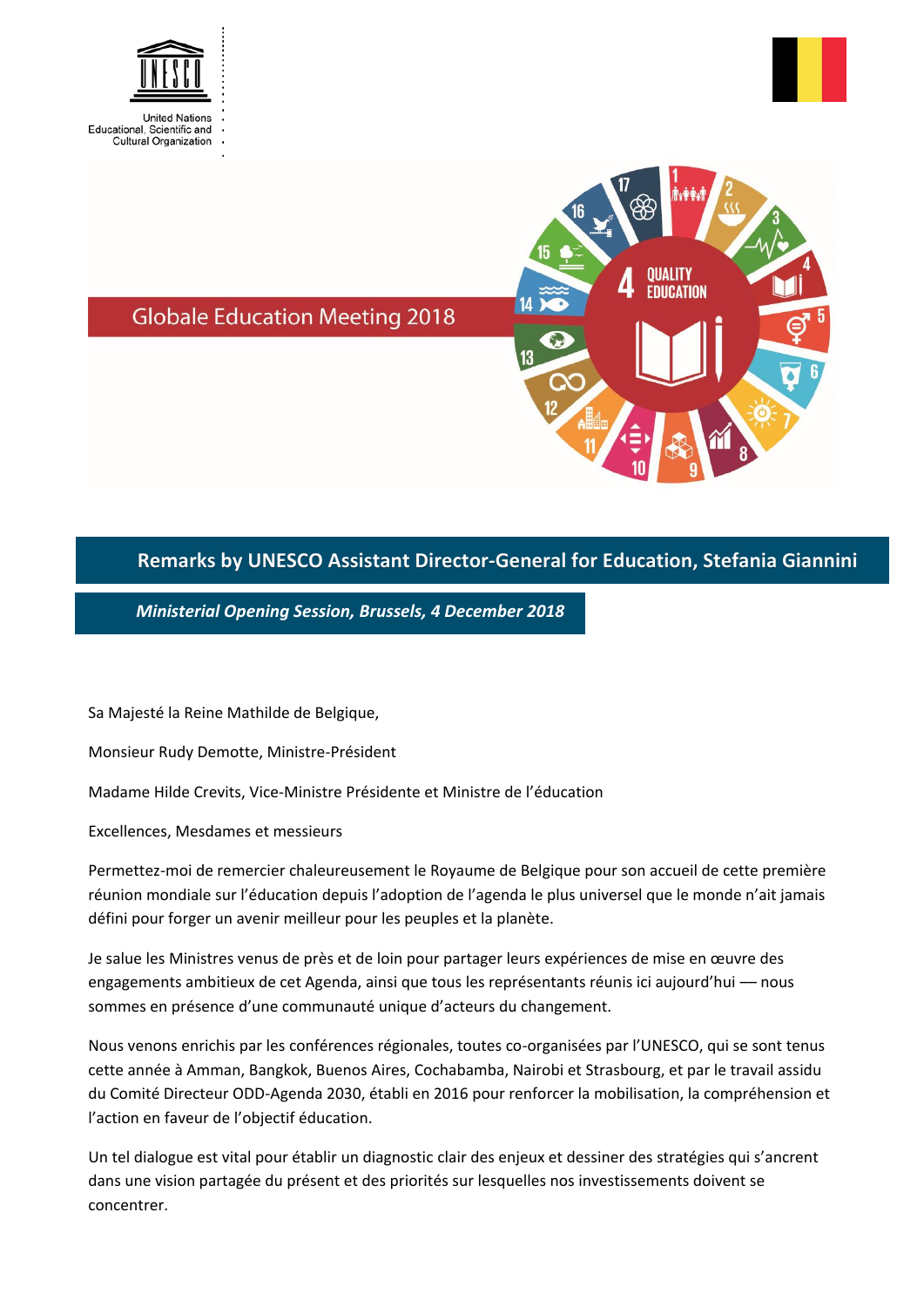# Globale Education Meeting 2018

## Remarks by UNESCO Assistant Director-General for Education, Stefania Giannini

***Ministerial Opening Session, Brussels, 4 December 2018***

Sa Majesté la Reine Mathilde de Belgique,

Monsieur Rudy Demotte, Ministre-Président

Madame Hilde Crevits, Vice-Ministre Présidente et Ministre de l'éducation

Excellences, Mesdames et messieurs

Permettez-moi de remercier chaleureusement le Royaume de Belgique pour son accueil de cette première réunion mondiale sur l'éducation depuis l'adoption de l'agenda le plus universel que le monde n'ait jamais défini pour forger un avenir meilleur pour les peuples et la planète.

Je salue les Ministres venus de près et de loin pour partager leurs expériences de mise en œuvre des engagements ambitieux de cet Agenda, ainsi que tous les représentants réunis ici aujourd'hui — nous sommes en présence d'une communauté unique d'acteurs du changement.

Nous venons enrichis par les conférences régionales, toutes co-organisées par l'UNESCO, qui se sont tenus cette année à Amman, Bangkok, Buenos Aires, Cochabamba, Nairobi et Strasbourg, et par le travail assidu du Comité Directeur ODD-Agenda 2030, établi en 2016 pour renforcer la mobilisation, la compréhension et l'action en faveur de l'objectif éducation.

Un tel dialogue est vital pour établir un diagnostic clair des enjeux et dessiner des stratégies qui s'ancrent dans une vision partagée du présent et des priorités sur lesquelles nos investissements doivent se concentrer.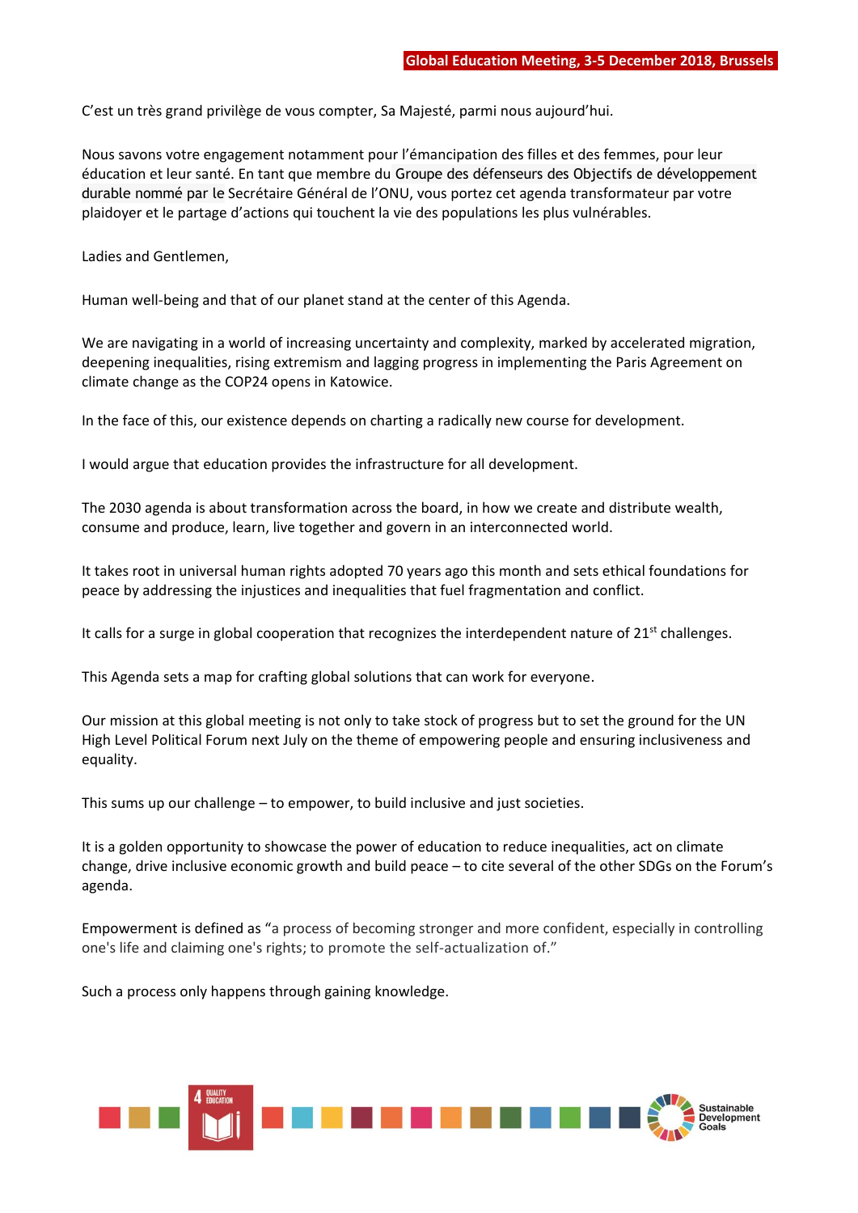C'est un très grand privilège de vous compter, Sa Majesté, parmi nous aujourd'hui.

Nous savons votre engagement notamment pour l'émancipation des filles et des femmes, pour leur éducation et leur santé. En tant que membre du Groupe des défenseurs des Objectifs de développement durable nommé par le Secrétaire Général de l'ONU, vous portez cet agenda transformateur par votre plaidoyer et le partage d'actions qui touchent la vie des populations les plus vulnérables.

Ladies and Gentlemen,

Human well-being and that of our planet stand at the center of this Agenda.

We are navigating in a world of increasing uncertainty and complexity, marked by accelerated migration, deepening inequalities, rising extremism and lagging progress in implementing the Paris Agreement on climate change as the COP24 opens in Katowice.

In the face of this, our existence depends on charting a radically new course for development.

I would argue that education provides the infrastructure for all development.

The 2030 agenda is about transformation across the board, in how we create and distribute wealth, consume and produce, learn, live together and govern in an interconnected world.

It takes root in universal human rights adopted 70 years ago this month and sets ethical foundations for peace by addressing the injustices and inequalities that fuel fragmentation and conflict.

It calls for a surge in global cooperation that recognizes the interdependent nature of 21st challenges.

This Agenda sets a map for crafting global solutions that can work for everyone.

Our mission at this global meeting is not only to take stock of progress but to set the ground for the UN High Level Political Forum next July on the theme of empowering people and ensuring inclusiveness and equality.

This sums up our challenge – to empower, to build inclusive and just societies.

It is a golden opportunity to showcase the power of education to reduce inequalities, act on climate change, drive inclusive economic growth and build peace – to cite several of the other SDGs on the Forum's agenda.

Empowerment is defined as "a process of becoming stronger and more confident, especially in controlling one's life and claiming one's rights; to promote the self-actualization of."

Such a process only happens through gaining knowledge.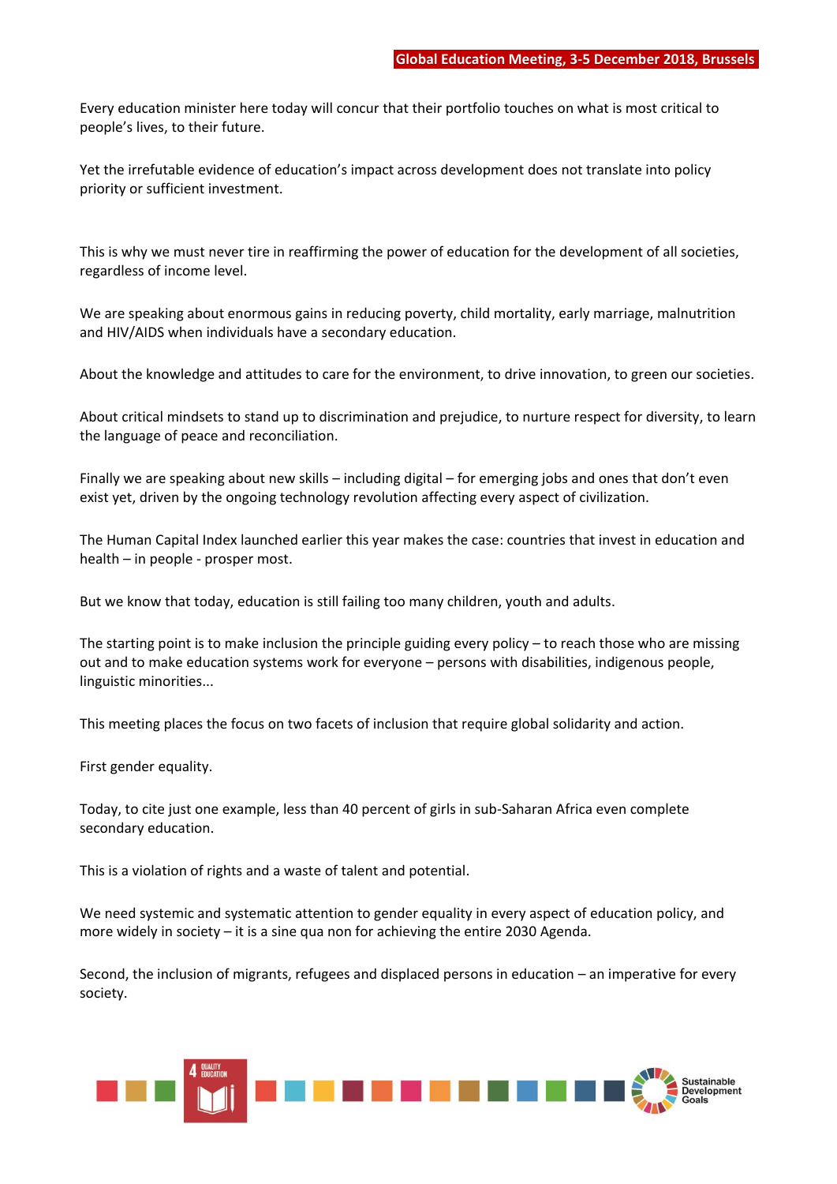Every education minister here today will concur that their portfolio touches on what is most critical to people's lives, to their future.

Yet the irrefutable evidence of education's impact across development does not translate into policy priority or sufficient investment.

This is why we must never tire in reaffirming the power of education for the development of all societies, regardless of income level.

We are speaking about enormous gains in reducing poverty, child mortality, early marriage, malnutrition and HIV/AIDS when individuals have a secondary education.

About the knowledge and attitudes to care for the environment, to drive innovation, to green our societies.

About critical mindsets to stand up to discrimination and prejudice, to nurture respect for diversity, to learn the language of peace and reconciliation.

Finally we are speaking about new skills – including digital – for emerging jobs and ones that don't even exist yet, driven by the ongoing technology revolution affecting every aspect of civilization.

The Human Capital Index launched earlier this year makes the case: countries that invest in education and health – in people - prosper most.

But we know that today, education is still failing too many children, youth and adults.

The starting point is to make inclusion the principle guiding every policy – to reach those who are missing out and to make education systems work for everyone – persons with disabilities, indigenous people, linguistic minorities...

This meeting places the focus on two facets of inclusion that require global solidarity and action.

First gender equality.

Today, to cite just one example, less than 40 percent of girls in sub-Saharan Africa even complete secondary education.

This is a violation of rights and a waste of talent and potential.

We need systemic and systematic attention to gender equality in every aspect of education policy, and more widely in society – it is a sine qua non for achieving the entire 2030 Agenda.

Second, the inclusion of migrants, refugees and displaced persons in education – an imperative for every society.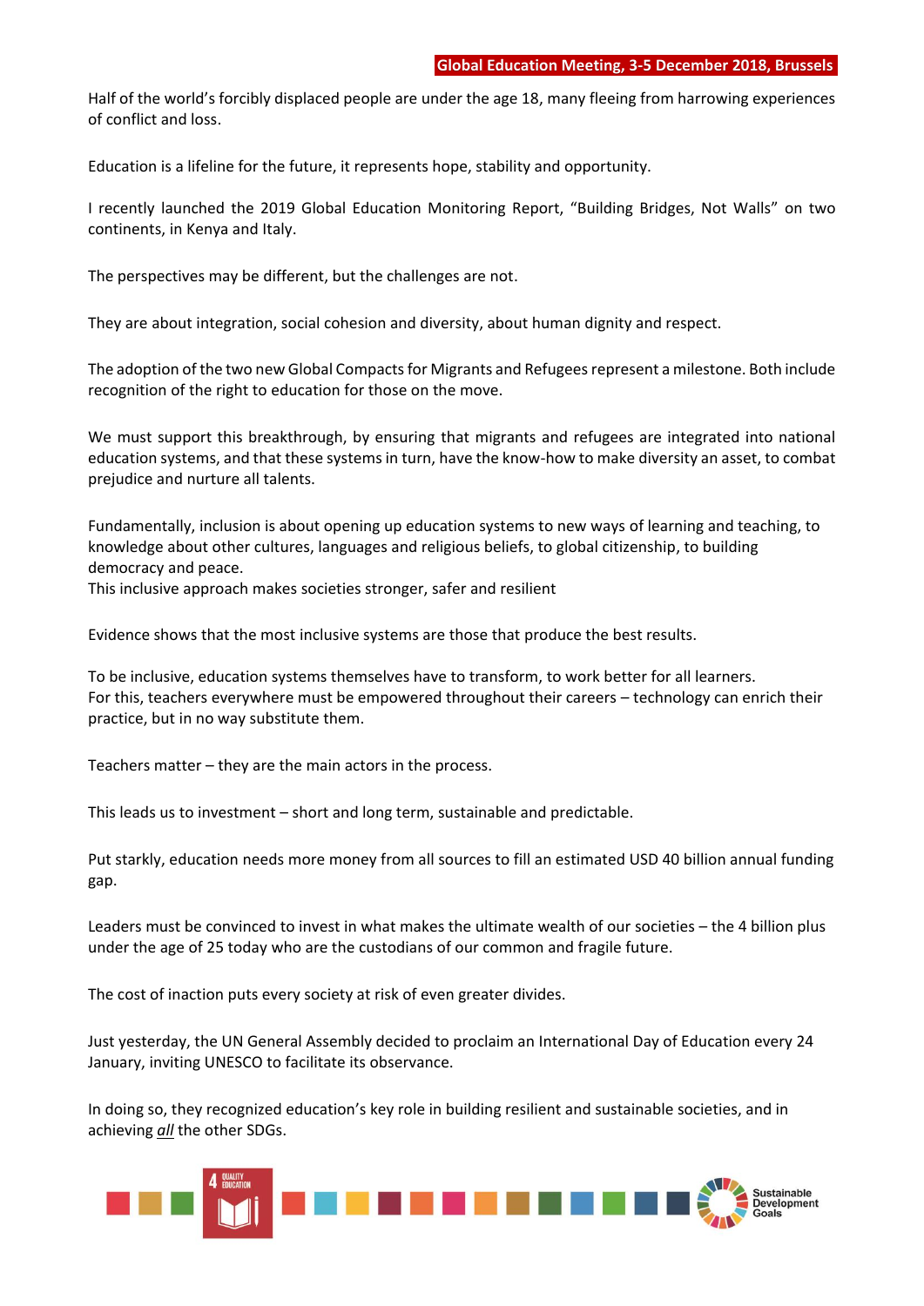Half of the world's forcibly displaced people are under the age 18, many fleeing from harrowing experiences of conflict and loss.

Education is a lifeline for the future, it represents hope, stability and opportunity.

I recently launched the 2019 Global Education Monitoring Report, "Building Bridges, Not Walls" on two continents, in Kenya and Italy.

The perspectives may be different, but the challenges are not.

They are about integration, social cohesion and diversity, about human dignity and respect.

The adoption of the two new Global Compacts for Migrants and Refugees represent a milestone. Both include recognition of the right to education for those on the move.

We must support this breakthrough, by ensuring that migrants and refugees are integrated into national education systems, and that these systems in turn, have the know-how to make diversity an asset, to combat prejudice and nurture all talents.

Fundamentally, inclusion is about opening up education systems to new ways of learning and teaching, to knowledge about other cultures, languages and religious beliefs, to global citizenship, to building democracy and peace.
This inclusive approach makes societies stronger, safer and resilient

Evidence shows that the most inclusive systems are those that produce the best results.

To be inclusive, education systems themselves have to transform, to work better for all learners.
For this, teachers everywhere must be empowered throughout their careers – technology can enrich their practice, but in no way substitute them.

Teachers matter – they are the main actors in the process.

This leads us to investment – short and long term, sustainable and predictable.

Put starkly, education needs more money from all sources to fill an estimated USD 40 billion annual funding gap.

Leaders must be convinced to invest in what makes the ultimate wealth of our societies – the 4 billion plus under the age of 25 today who are the custodians of our common and fragile future.

The cost of inaction puts every society at risk of even greater divides.

Just yesterday, the UN General Assembly decided to proclaim an International Day of Education every 24 January, inviting UNESCO to facilitate its observance.

In doing so, they recognized education's key role in building resilient and sustainable societies, and in achieving ***all*** the other SDGs.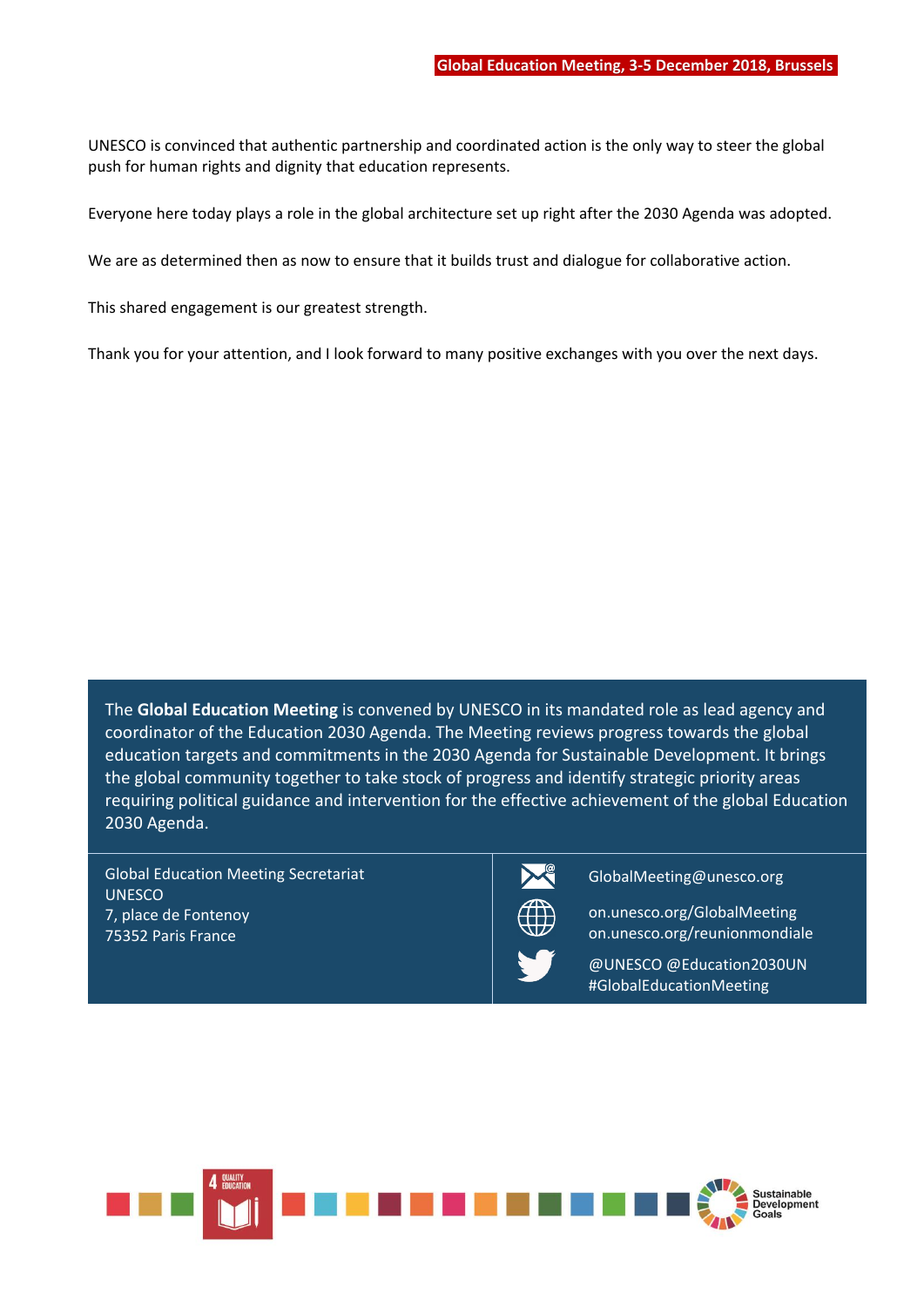UNESCO is convinced that authentic partnership and coordinated action is the only way to steer the global push for human rights and dignity that education represents.

Everyone here today plays a role in the global architecture set up right after the 2030 Agenda was adopted.

We are as determined then as now to ensure that it builds trust and dialogue for collaborative action.

This shared engagement is our greatest strength.

Thank you for your attention, and I look forward to many positive exchanges with you over the next days.

The **Global Education Meeting** is convened by UNESCO in its mandated role as lead agency and coordinator of the Education 2030 Agenda. The Meeting reviews progress towards the global education targets and commitments in the 2030 Agenda for Sustainable Development. It brings the global community together to take stock of progress and identify strategic priority areas requiring political guidance and intervention for the effective achievement of the global Education 2030 Agenda.

Global Education Meeting Secretariat
UNESCO
7, place de Fontenoy
75352 Paris France

GlobalMeeting@unesco.org

on.unesco.org/GlobalMeeting
on.unesco.org/reunionmondiale

@UNESCO @Education2030UN
#GlobalEducationMeeting